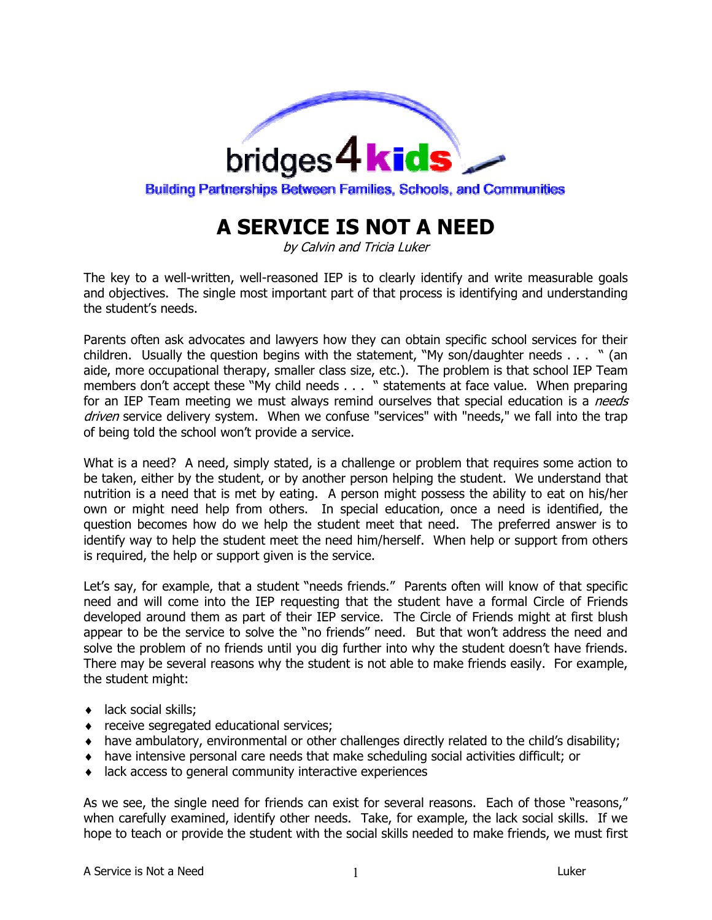bridges4kids

Building Partnerships Between Families, Schools, and Communities

# A SERVICE IS NOT A NEED

*by Calvin and Tricia Luker*

The key to a well-written, well-reasoned IEP is to clearly identify and write measurable goals and objectives. The single most important part of that process is identifying and understanding the student's needs.

Parents often ask advocates and lawyers how they can obtain specific school services for their children. Usually the question begins with the statement, "My son/daughter needs . . . " (an aide, more occupational therapy, smaller class size, etc.). The problem is that school IEP Team members don't accept these "My child needs . . . " statements at face value. When preparing for an IEP Team meeting we must always remind ourselves that special education is a *needs driven* service delivery system. When we confuse "services" with "needs," we fall into the trap of being told the school won't provide a service.

What is a need? A need, simply stated, is a challenge or problem that requires some action to be taken, either by the student, or by another person helping the student. We understand that nutrition is a need that is met by eating. A person might possess the ability to eat on his/her own or might need help from others. In special education, once a need is identified, the question becomes how do we help the student meet that need. The preferred answer is to identify way to help the student meet the need him/herself. When help or support from others is required, the help or support given is the service.

Let's say, for example, that a student "needs friends." Parents often will know of that specific need and will come into the IEP requesting that the student have a formal Circle of Friends developed around them as part of their IEP service. The Circle of Friends might at first blush appear to be the service to solve the "no friends" need. But that won't address the need and solve the problem of no friends until you dig further into why the student doesn't have friends. There may be several reasons why the student is not able to make friends easily. For example, the student might:

- lack social skills;
- receive segregated educational services;
- have ambulatory, environmental or other challenges directly related to the child's disability;
- have intensive personal care needs that make scheduling social activities difficult; or
- lack access to general community interactive experiences

As we see, the single need for friends can exist for several reasons. Each of those "reasons," when carefully examined, identify other needs. Take, for example, the lack social skills. If we hope to teach or provide the student with the social skills needed to make friends, we must first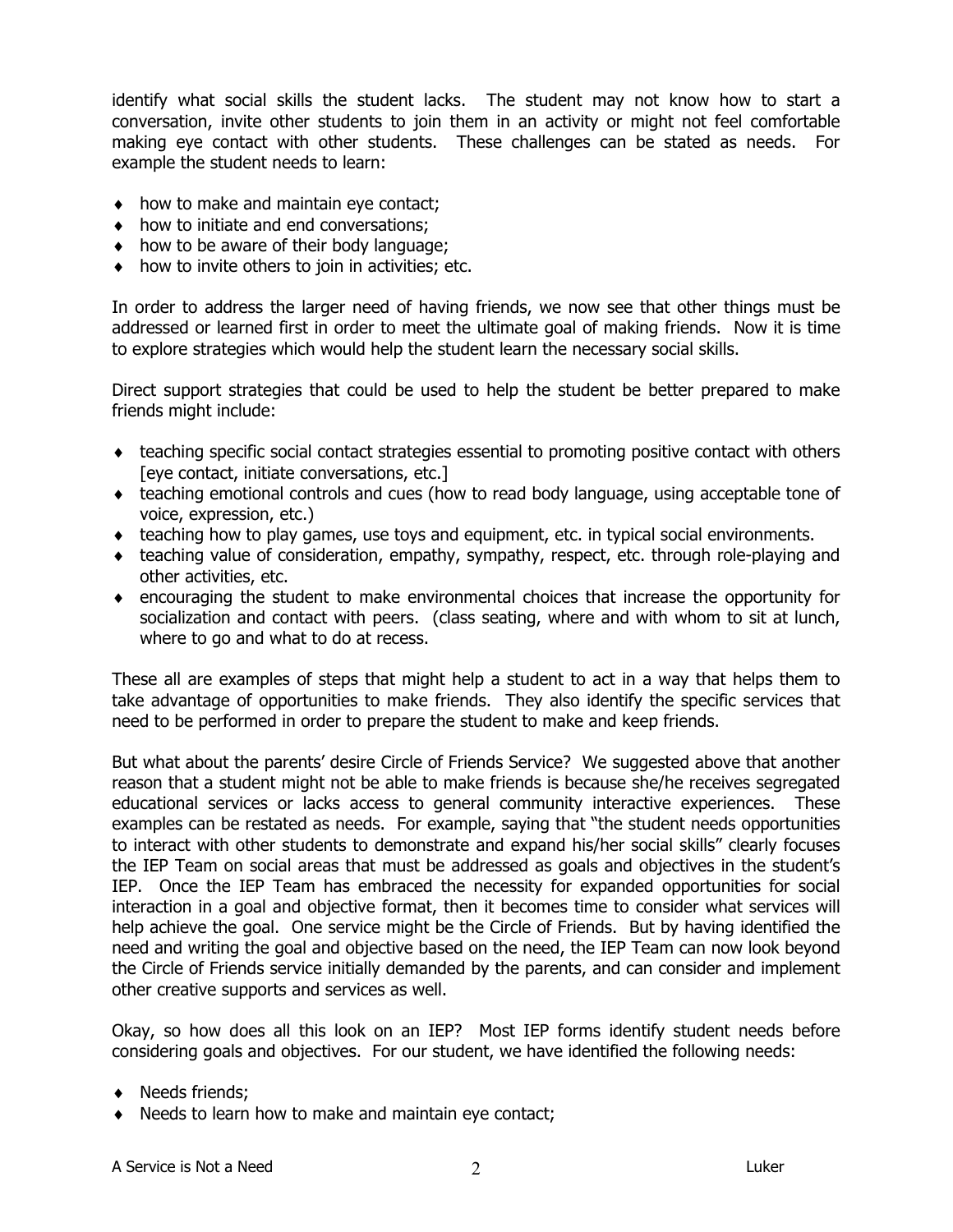identify what social skills the student lacks. The student may not know how to start a conversation, invite other students to join them in an activity or might not feel comfortable making eye contact with other students. These challenges can be stated as needs. For example the student needs to learn:

- how to make and maintain eye contact;
- how to initiate and end conversations;
- how to be aware of their body language;
- how to invite others to join in activities; etc.

In order to address the larger need of having friends, we now see that other things must be addressed or learned first in order to meet the ultimate goal of making friends. Now it is time to explore strategies which would help the student learn the necessary social skills.

Direct support strategies that could be used to help the student be better prepared to make friends might include:

- teaching specific social contact strategies essential to promoting positive contact with others [eye contact, initiate conversations, etc.]
- teaching emotional controls and cues (how to read body language, using acceptable tone of voice, expression, etc.)
- teaching how to play games, use toys and equipment, etc. in typical social environments.
- teaching value of consideration, empathy, sympathy, respect, etc. through role-playing and other activities, etc.
- encouraging the student to make environmental choices that increase the opportunity for socialization and contact with peers. (class seating, where and with whom to sit at lunch, where to go and what to do at recess.

These all are examples of steps that might help a student to act in a way that helps them to take advantage of opportunities to make friends. They also identify the specific services that need to be performed in order to prepare the student to make and keep friends.

But what about the parents' desire Circle of Friends Service? We suggested above that another reason that a student might not be able to make friends is because she/he receives segregated educational services or lacks access to general community interactive experiences. These examples can be restated as needs. For example, saying that "the student needs opportunities to interact with other students to demonstrate and expand his/her social skills" clearly focuses the IEP Team on social areas that must be addressed as goals and objectives in the student's IEP. Once the IEP Team has embraced the necessity for expanded opportunities for social interaction in a goal and objective format, then it becomes time to consider what services will help achieve the goal. One service might be the Circle of Friends. But by having identified the need and writing the goal and objective based on the need, the IEP Team can now look beyond the Circle of Friends service initially demanded by the parents, and can consider and implement other creative supports and services as well.

Okay, so how does all this look on an IEP? Most IEP forms identify student needs before considering goals and objectives. For our student, we have identified the following needs:

- Needs friends;
- Needs to learn how to make and maintain eye contact;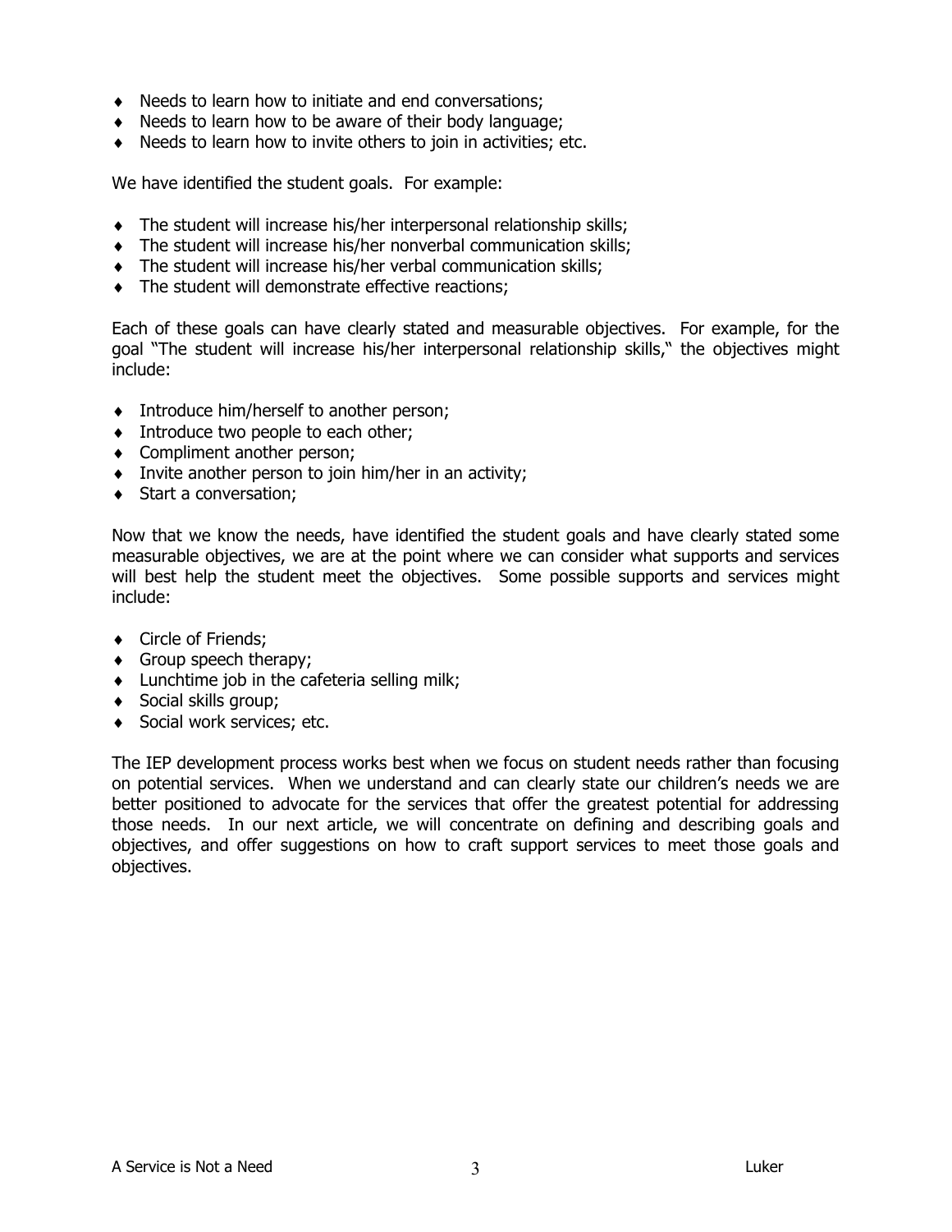- Needs to learn how to initiate and end conversations;
- Needs to learn how to be aware of their body language;
- Needs to learn how to invite others to join in activities; etc.

We have identified the student goals. For example:

- The student will increase his/her interpersonal relationship skills;
- The student will increase his/her nonverbal communication skills;
- The student will increase his/her verbal communication skills;
- The student will demonstrate effective reactions;

Each of these goals can have clearly stated and measurable objectives. For example, for the goal "The student will increase his/her interpersonal relationship skills," the objectives might include:

- Introduce him/herself to another person;
- Introduce two people to each other;
- Compliment another person;
- Invite another person to join him/her in an activity;
- Start a conversation;

Now that we know the needs, have identified the student goals and have clearly stated some measurable objectives, we are at the point where we can consider what supports and services will best help the student meet the objectives. Some possible supports and services might include:

- Circle of Friends;
- Group speech therapy;
- Lunchtime job in the cafeteria selling milk;
- Social skills group;
- Social work services; etc.

The IEP development process works best when we focus on student needs rather than focusing on potential services. When we understand and can clearly state our children's needs we are better positioned to advocate for the services that offer the greatest potential for addressing those needs. In our next article, we will concentrate on defining and describing goals and objectives, and offer suggestions on how to craft support services to meet those goals and objectives.